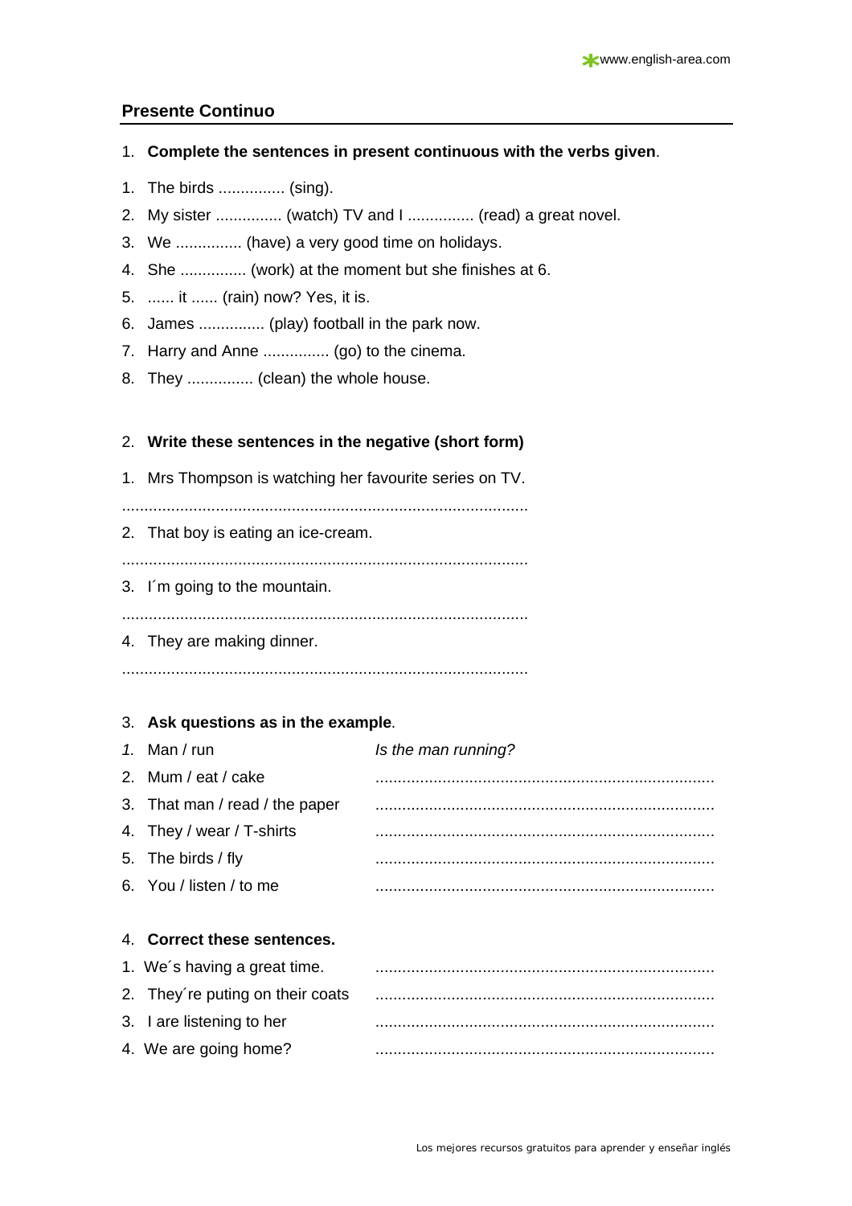## Presente Continuo

1. **Complete the sentences in present continuous with the verbs given**.

1. The birds ............... (sing).
2. My sister ............... (watch) TV and I ............... (read) a great novel.
3. We ............... (have) a very good time on holidays.
4. She ............... (work) at the moment but she finishes at 6.
5. ...... it ...... (rain) now? Yes, it is.
6. James ............... (play) football in the park now.
7. Harry and Anne ............... (go) to the cinema.
8. They ............... (clean) the whole house.

2. **Write these sentences in the negative (short form)**

1. Mrs Thompson is watching her favourite series on TV.

...........................................................................................

2. That boy is eating an ice-cream.

...........................................................................................

3. I´m going to the mountain.

...........................................................................................

4. They are making dinner.

...........................................................................................

3. **Ask questions as in the example**.

| | |
|---|---|
| *1.* Man / run | *Is the man running?* |
| 2. Mum / eat / cake | ............................................................................ |
| 3. That man / read / the paper | ............................................................................ |
| 4. They / wear / T-shirts | ............................................................................ |
| 5. The birds / fly | ............................................................................ |
| 6. You / listen / to me | ............................................................................ |

4. **Correct these sentences.**

| | |
|---|---|
| 1. We´s having a great time. | ............................................................................ |
| 2. They´re puting on their coats | ............................................................................ |
| 3. I are listening to her | ............................................................................ |
| 4. We are going home? | ............................................................................ |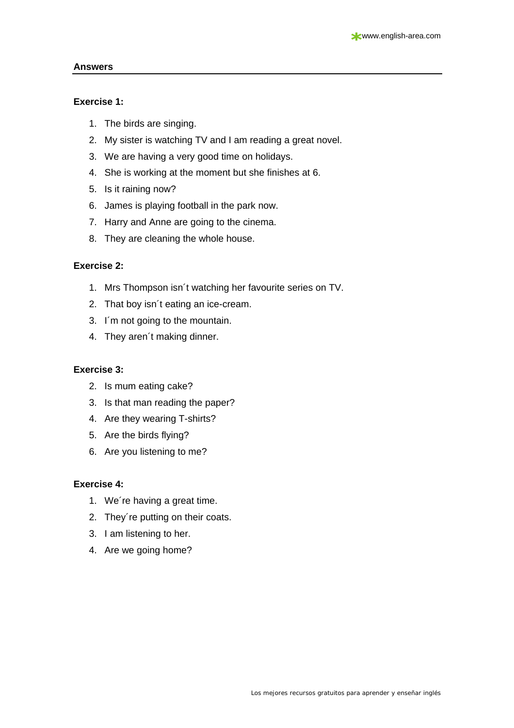## Answers

### Exercise 1:

1. The birds are singing.
2. My sister is watching TV and I am reading a great novel.
3. We are having a very good time on holidays.
4. She is working at the moment but she finishes at 6.
5. Is it raining now?
6. James is playing football in the park now.
7. Harry and Anne are going to the cinema.
8. They are cleaning the whole house.

### Exercise 2:

1. Mrs Thompson isn´t watching her favourite series on TV.
2. That boy isn´t eating an ice-cream.
3. I´m not going to the mountain.
4. They aren´t making dinner.

### Exercise 3:

2. Is mum eating cake?
3. Is that man reading the paper?
4. Are they wearing T-shirts?
5. Are the birds flying?
6. Are you listening to me?

### Exercise 4:

1. We´re having a great time.
2. They´re putting on their coats.
3. I am listening to her.
4. Are we going home?